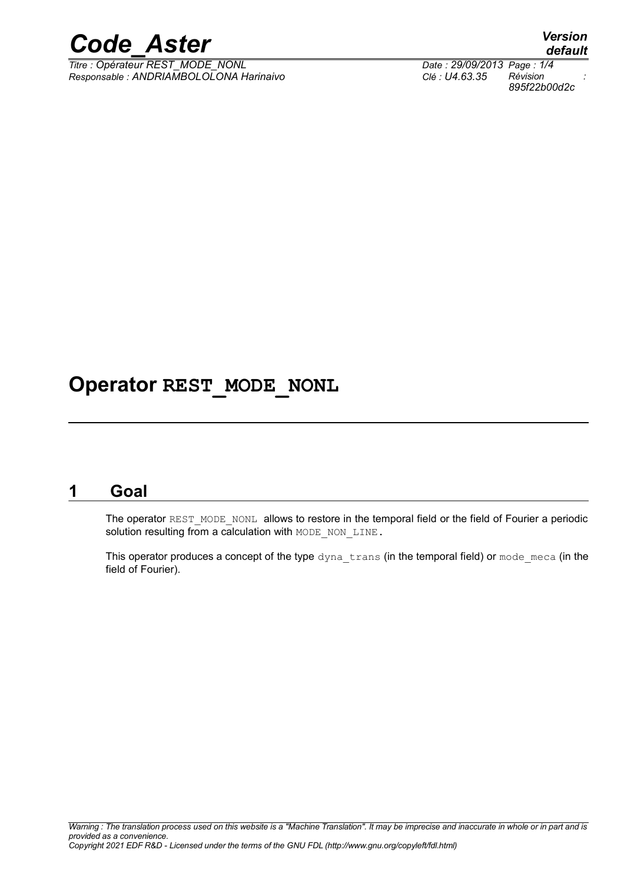# Operator REST_MODE_NONL

## 1 Goal

The operator REST_MODE_NONL allows to restore in the temporal field or the field of Fourier a periodic solution resulting from a calculation with MODE_NON_LINE.

This operator produces a concept of the type dyna_trans (in the temporal field) or mode_meca (in the field of Fourier).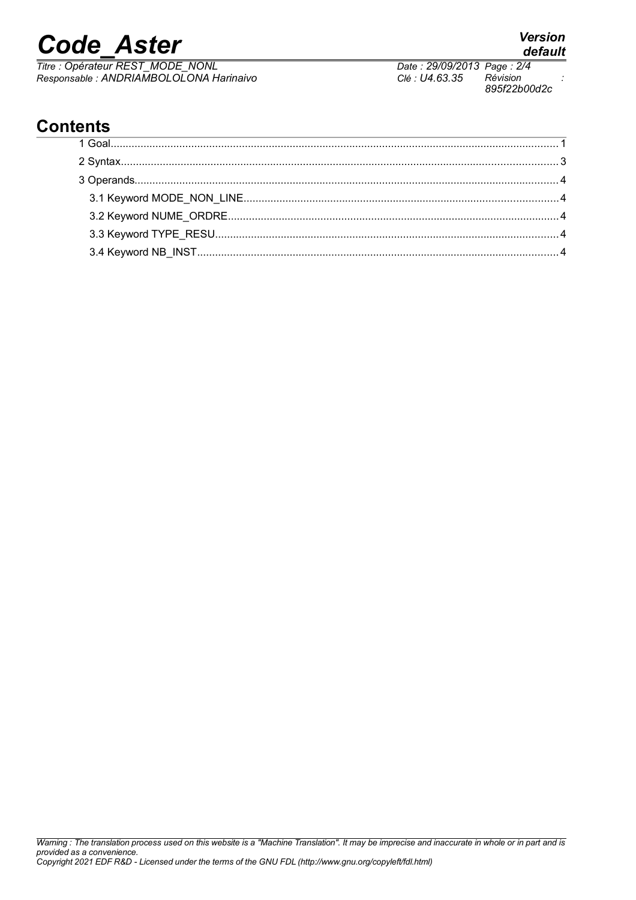## Contents

1 Goal........................................................................................................................................... 1

2 Syntax........................................................................................................................................ 3

3 Operands................................................................................................................................... 4

3.1 Keyword MODE_NON_LINE................................................................................................ 4

3.2 Keyword NUME_ORDRE..................................................................................................... 4

3.3 Keyword TYPE_RESU......................................................................................................... 4

3.4 Keyword NB_INST............................................................................................................... 4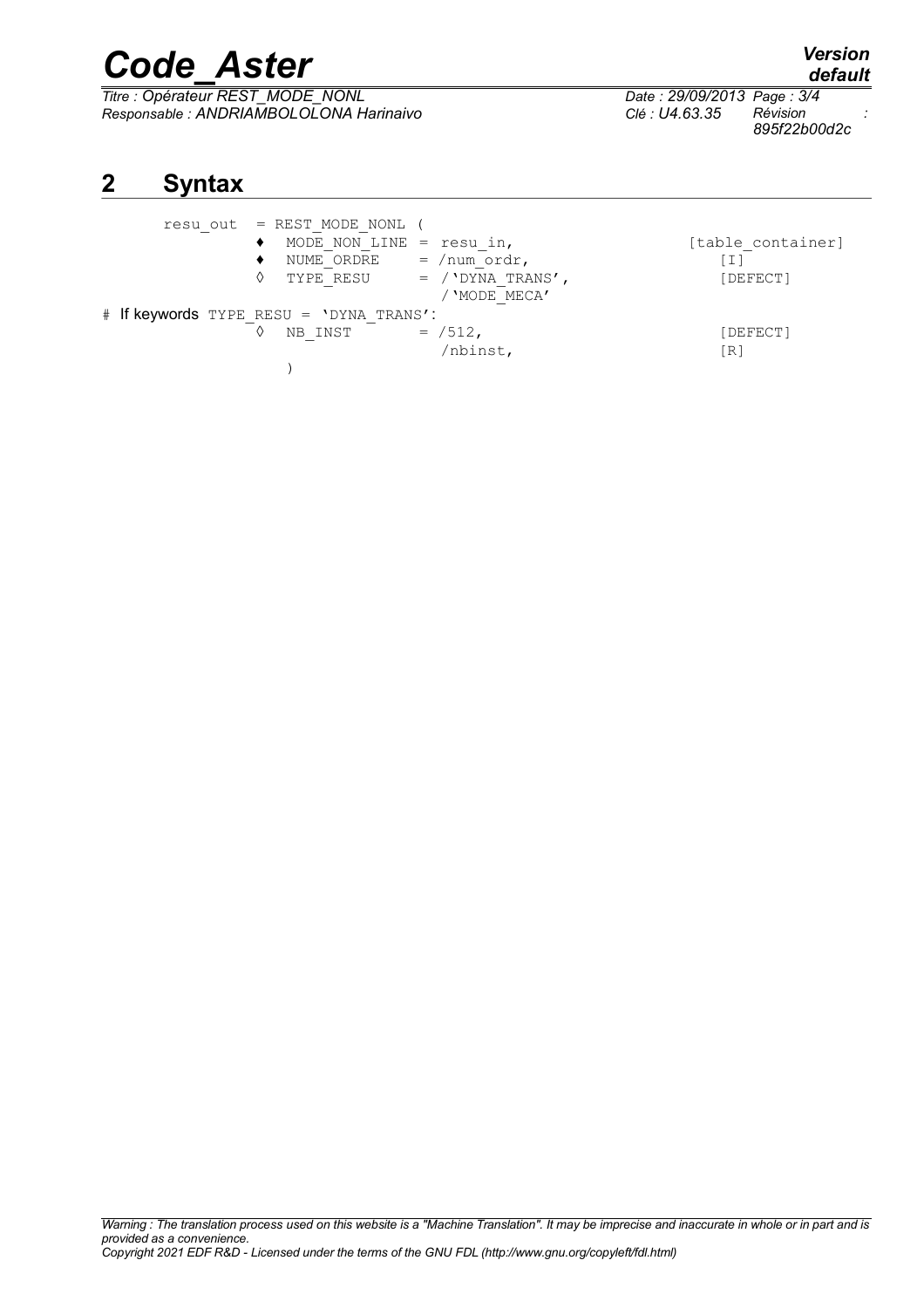# 2 Syntax

```
      resu_out  = REST_MODE_NONL (
              ♦  MODE_NON_LINE = resu_in,                      [table_container]
              ♦  NUME_ORDRE    = /num_ordr,                        [I]
              ◊  TYPE_RESU     = /'DYNA_TRANS',                    [DEFECT]
                                 /'MODE_MECA'
# If keywords TYPE_RESU = 'DYNA_TRANS':
              ◊  NB_INST       = /512,                             [DEFECT]
                                 /nbinst,                          [R]
                 )
```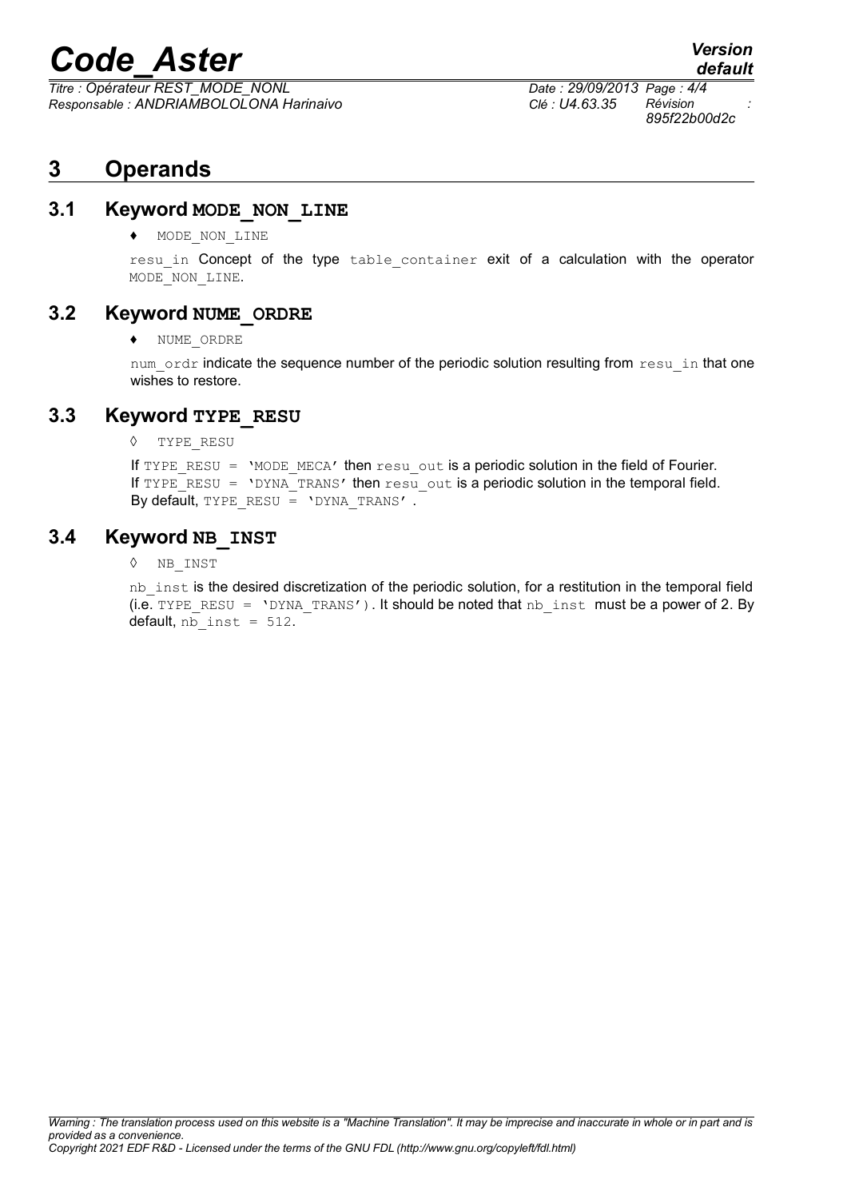# 3 Operands

## 3.1 Keyword MODE_NON_LINE

♦ MODE_NON_LINE

resu_in Concept of the type table_container exit of a calculation with the operator MODE_NON_LINE.

## 3.2 Keyword NUME_ORDRE

♦ NUME_ORDRE

num_ordr indicate the sequence number of the periodic solution resulting from resu_in that one wishes to restore.

## 3.3 Keyword TYPE_RESU

◊ TYPE_RESU

If TYPE_RESU = 'MODE_MECA' then resu_out is a periodic solution in the field of Fourier.
If TYPE_RESU = 'DYNA_TRANS' then resu_out is a periodic solution in the temporal field.
By default, TYPE_RESU = 'DYNA_TRANS' .

## 3.4 Keyword NB_INST

◊ NB_INST

nb_inst is the desired discretization of the periodic solution, for a restitution in the temporal field (i.e. TYPE_RESU = 'DYNA_TRANS'). It should be noted that nb_inst must be a power of 2. By default, nb_inst = 512.